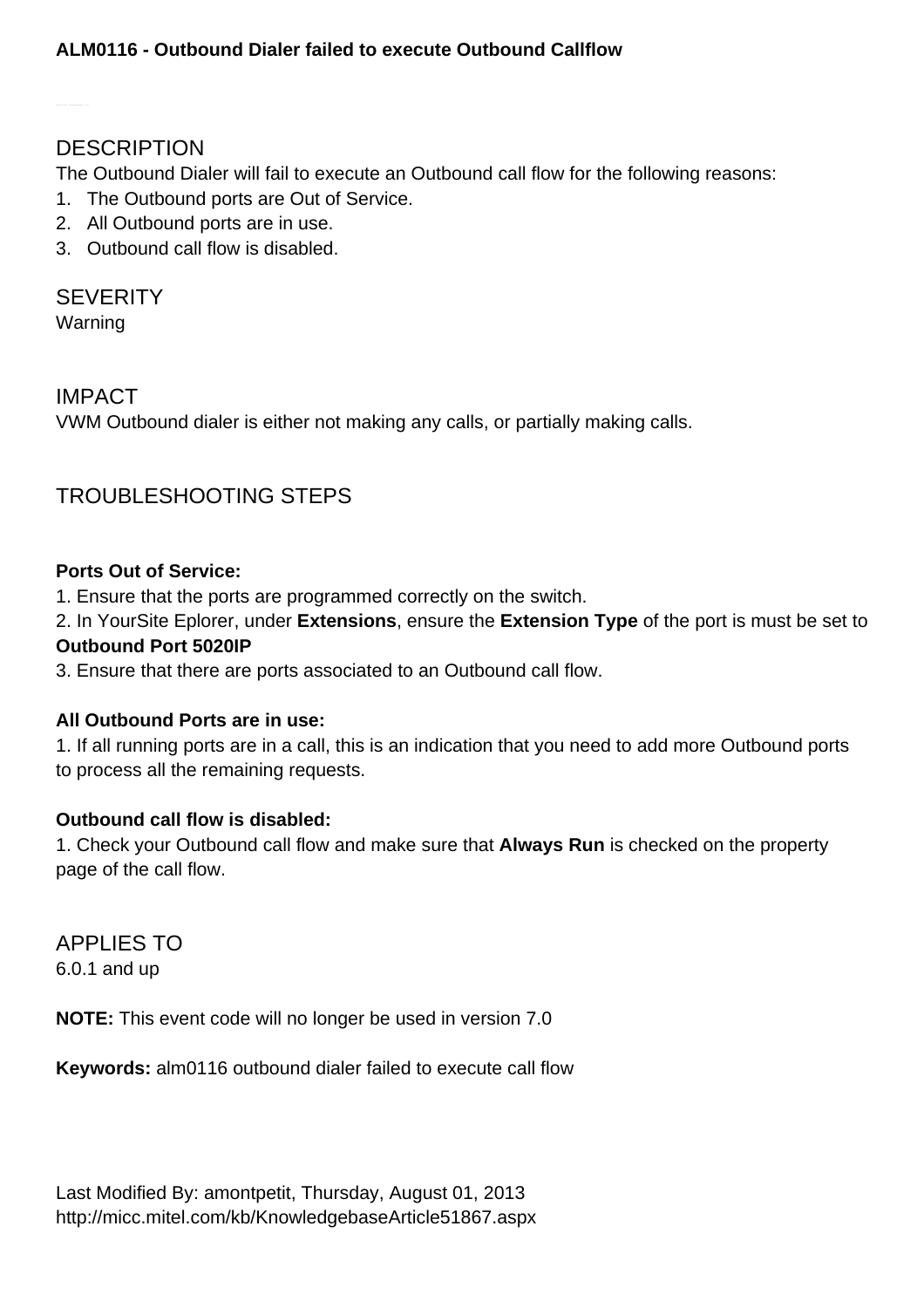# ALM0116 - Outbound Dialer failed to execute Outbound Callflow

## DESCRIPTION

The Outbound Dialer will fail to execute an Outbound call flow for the following reasons:

1. The Outbound ports are Out of Service.
2. All Outbound ports are in use.
3. Outbound call flow is disabled.

## SEVERITY

Warning

## IMPACT

VWM Outbound dialer is either not making any calls, or partially making calls.

## TROUBLESHOOTING STEPS

**Ports Out of Service:**

1. Ensure that the ports are programmed correctly on the switch.
2. In YourSite Eplorer, under **Extensions**, ensure the **Extension Type** of the port is must be set to **Outbound Port 5020IP**
3. Ensure that there are ports associated to an Outbound call flow.

**All Outbound Ports are in use:**

1. If all running ports are in a call, this is an indication that you need to add more Outbound ports to process all the remaining requests.

**Outbound call flow is disabled:**

1. Check your Outbound call flow and make sure that **Always Run** is checked on the property page of the call flow.

## APPLIES TO

6.0.1 and up

**NOTE:** This event code will no longer be used in version 7.0

**Keywords:** alm0116 outbound dialer failed to execute call flow

Last Modified By: amontpetit, Thursday, August 01, 2013
http://micc.mitel.com/kb/KnowledgebaseArticle51867.aspx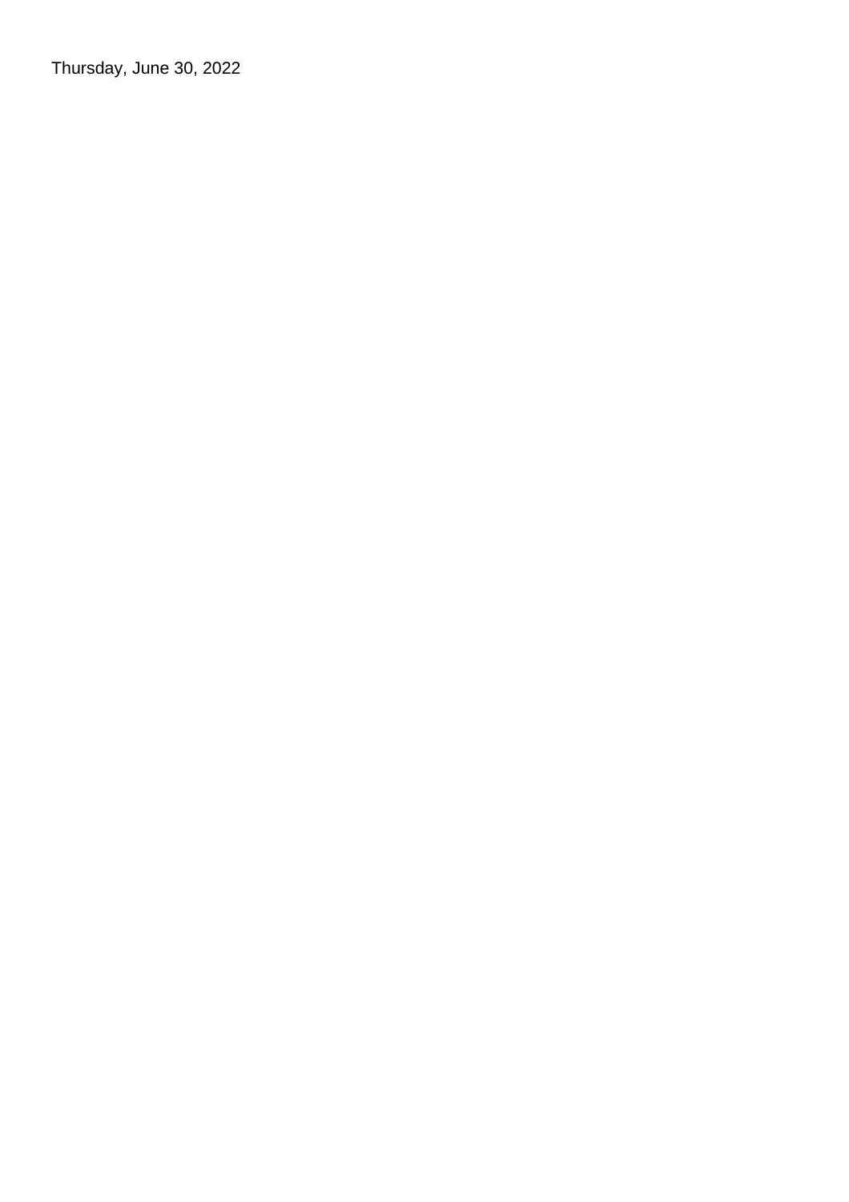Thursday, June 30, 2022